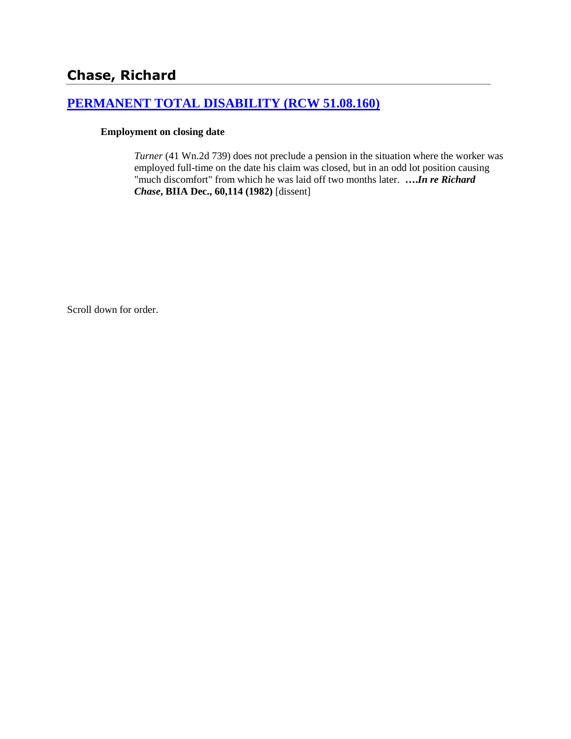# Chase, Richard

## [PERMANENT TOTAL DISABILITY (RCW 51.08.160)]

**Employment on closing date**

> *Turner* (41 Wn.2d 739) does not preclude a pension in the situation where the worker was employed full-time on the date his claim was closed, but in an odd lot position causing "much discomfort" from which he was laid off two months later. **….*In re Richard Chase*, BIIA Dec., 60,114 (1982)** [dissent]

Scroll down for order.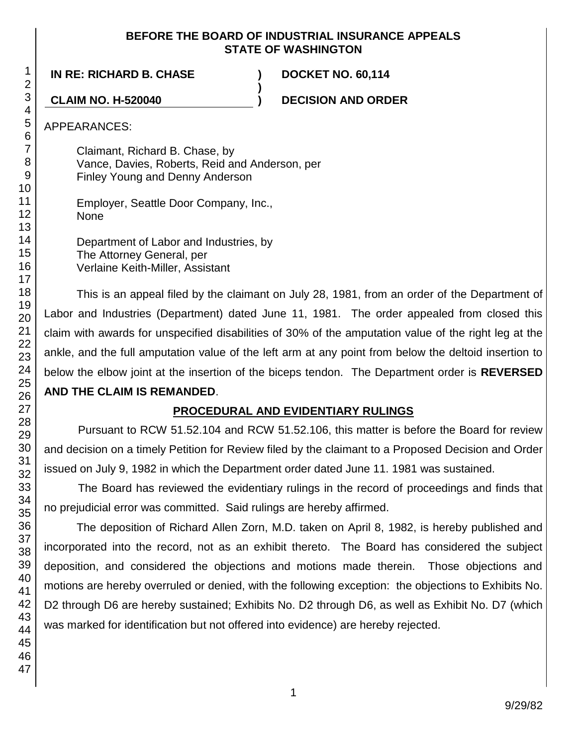# BEFORE THE BOARD OF INDUSTRIAL INSURANCE APPEALS
# STATE OF WASHINGTON

**IN RE: RICHARD B. CHASE** ) **DOCKET NO. 60,114**
)
**CLAIM NO. H-520040** ) **DECISION AND ORDER**

APPEARANCES:

Claimant, Richard B. Chase, by
Vance, Davies, Roberts, Reid and Anderson, per
Finley Young and Denny Anderson

Employer, Seattle Door Company, Inc.,
None

Department of Labor and Industries, by
The Attorney General, per
Verlaine Keith-Miller, Assistant

This is an appeal filed by the claimant on July 28, 1981, from an order of the Department of Labor and Industries (Department) dated June 11, 1981. The order appealed from closed this claim with awards for unspecified disabilities of 30% of the amputation value of the right leg at the ankle, and the full amputation value of the left arm at any point from below the deltoid insertion to below the elbow joint at the insertion of the biceps tendon. The Department order is **REVERSED AND THE CLAIM IS REMANDED**.

## PROCEDURAL AND EVIDENTIARY RULINGS

Pursuant to RCW 51.52.104 and RCW 51.52.106, this matter is before the Board for review and decision on a timely Petition for Review filed by the claimant to a Proposed Decision and Order issued on July 9, 1982 in which the Department order dated June 11. 1981 was sustained.

The Board has reviewed the evidentiary rulings in the record of proceedings and finds that no prejudicial error was committed. Said rulings are hereby affirmed.

The deposition of Richard Allen Zorn, M.D. taken on April 8, 1982, is hereby published and incorporated into the record, not as an exhibit thereto. The Board has considered the subject deposition, and considered the objections and motions made therein. Those objections and motions are hereby overruled or denied, with the following exception: the objections to Exhibits No. D2 through D6 are hereby sustained; Exhibits No. D2 through D6, as well as Exhibit No. D7 (which was marked for identification but not offered into evidence) are hereby rejected.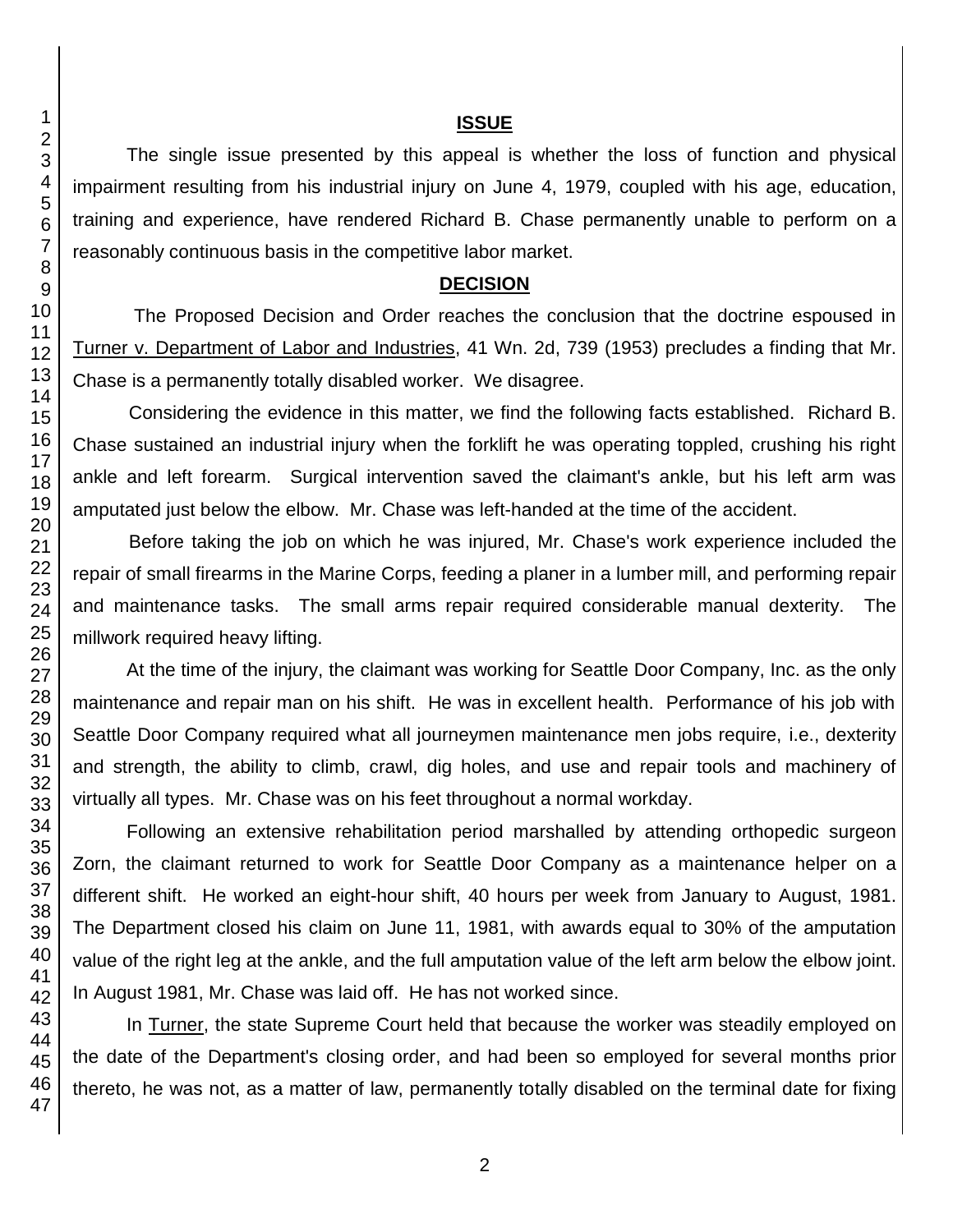## ISSUE

The single issue presented by this appeal is whether the loss of function and physical impairment resulting from his industrial injury on June 4, 1979, coupled with his age, education, training and experience, have rendered Richard B. Chase permanently unable to perform on a reasonably continuous basis in the competitive labor market.

## DECISION

The Proposed Decision and Order reaches the conclusion that the doctrine espoused in Turner v. Department of Labor and Industries, 41 Wn. 2d, 739 (1953) precludes a finding that Mr. Chase is a permanently totally disabled worker. We disagree.

Considering the evidence in this matter, we find the following facts established. Richard B. Chase sustained an industrial injury when the forklift he was operating toppled, crushing his right ankle and left forearm. Surgical intervention saved the claimant's ankle, but his left arm was amputated just below the elbow. Mr. Chase was left-handed at the time of the accident.

Before taking the job on which he was injured, Mr. Chase's work experience included the repair of small firearms in the Marine Corps, feeding a planer in a lumber mill, and performing repair and maintenance tasks. The small arms repair required considerable manual dexterity. The millwork required heavy lifting.

At the time of the injury, the claimant was working for Seattle Door Company, Inc. as the only maintenance and repair man on his shift. He was in excellent health. Performance of his job with Seattle Door Company required what all journeymen maintenance men jobs require, i.e., dexterity and strength, the ability to climb, crawl, dig holes, and use and repair tools and machinery of virtually all types. Mr. Chase was on his feet throughout a normal workday.

Following an extensive rehabilitation period marshalled by attending orthopedic surgeon Zorn, the claimant returned to work for Seattle Door Company as a maintenance helper on a different shift. He worked an eight-hour shift, 40 hours per week from January to August, 1981. The Department closed his claim on June 11, 1981, with awards equal to 30% of the amputation value of the right leg at the ankle, and the full amputation value of the left arm below the elbow joint. In August 1981, Mr. Chase was laid off. He has not worked since.

In Turner, the state Supreme Court held that because the worker was steadily employed on the date of the Department's closing order, and had been so employed for several months prior thereto, he was not, as a matter of law, permanently totally disabled on the terminal date for fixing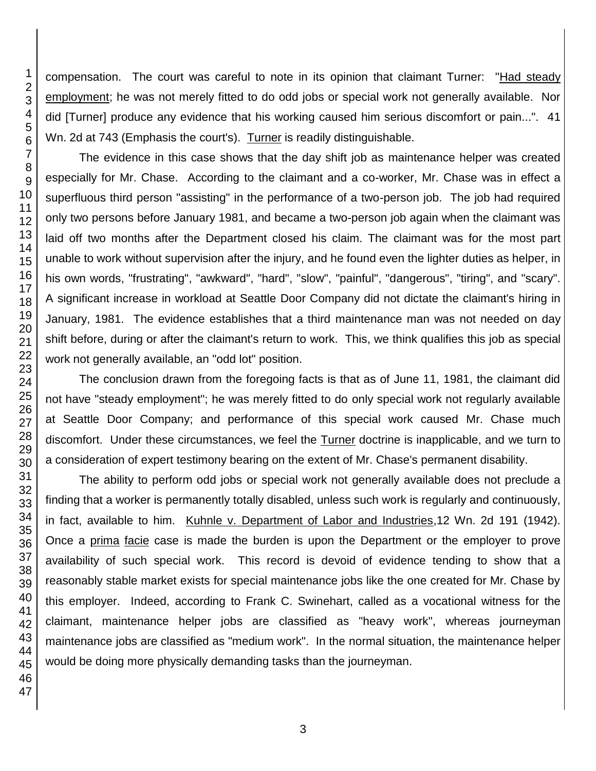compensation. The court was careful to note in its opinion that claimant Turner: "Had steady employment; he was not merely fitted to do odd jobs or special work not generally available. Nor did [Turner] produce any evidence that his working caused him serious discomfort or pain...". 41 Wn. 2d at 743 (Emphasis the court's). Turner is readily distinguishable.

The evidence in this case shows that the day shift job as maintenance helper was created especially for Mr. Chase. According to the claimant and a co-worker, Mr. Chase was in effect a superfluous third person "assisting" in the performance of a two-person job. The job had required only two persons before January 1981, and became a two-person job again when the claimant was laid off two months after the Department closed his claim. The claimant was for the most part unable to work without supervision after the injury, and he found even the lighter duties as helper, in his own words, "frustrating", "awkward", "hard", "slow", "painful", "dangerous", "tiring", and "scary". A significant increase in workload at Seattle Door Company did not dictate the claimant's hiring in January, 1981. The evidence establishes that a third maintenance man was not needed on day shift before, during or after the claimant's return to work. This, we think qualifies this job as special work not generally available, an "odd lot" position.

The conclusion drawn from the foregoing facts is that as of June 11, 1981, the claimant did not have "steady employment"; he was merely fitted to do only special work not regularly available at Seattle Door Company; and performance of this special work caused Mr. Chase much discomfort. Under these circumstances, we feel the Turner doctrine is inapplicable, and we turn to a consideration of expert testimony bearing on the extent of Mr. Chase's permanent disability.

The ability to perform odd jobs or special work not generally available does not preclude a finding that a worker is permanently totally disabled, unless such work is regularly and continuously, in fact, available to him. Kuhnle v. Department of Labor and Industries, 12 Wn. 2d 191 (1942). Once a prima facie case is made the burden is upon the Department or the employer to prove availability of such special work. This record is devoid of evidence tending to show that a reasonably stable market exists for special maintenance jobs like the one created for Mr. Chase by this employer. Indeed, according to Frank C. Swinehart, called as a vocational witness for the claimant, maintenance helper jobs are classified as "heavy work", whereas journeyman maintenance jobs are classified as "medium work". In the normal situation, the maintenance helper would be doing more physically demanding tasks than the journeyman.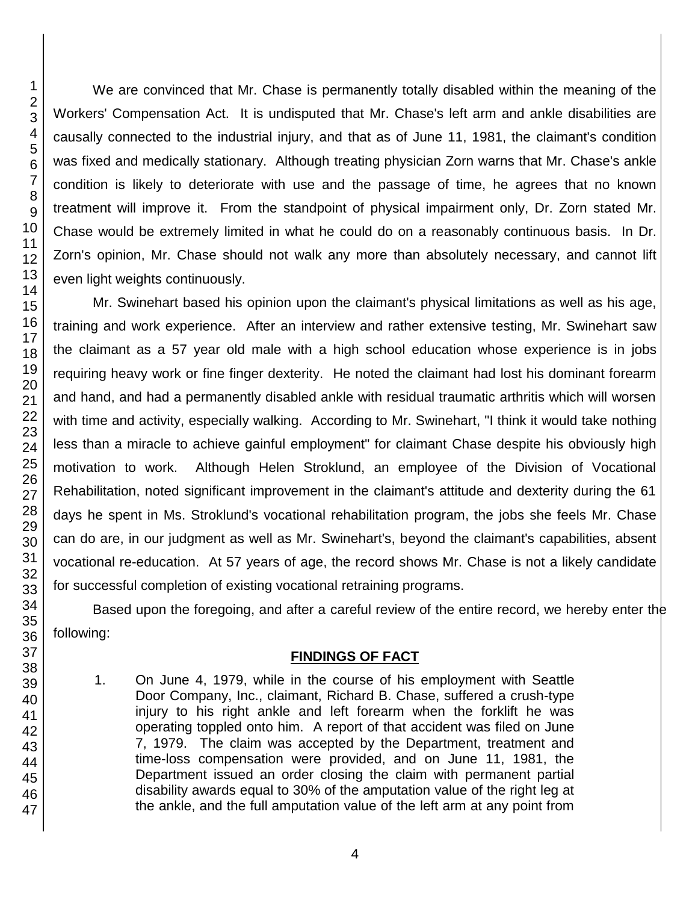We are convinced that Mr. Chase is permanently totally disabled within the meaning of the Workers' Compensation Act. It is undisputed that Mr. Chase's left arm and ankle disabilities are causally connected to the industrial injury, and that as of June 11, 1981, the claimant's condition was fixed and medically stationary. Although treating physician Zorn warns that Mr. Chase's ankle condition is likely to deteriorate with use and the passage of time, he agrees that no known treatment will improve it. From the standpoint of physical impairment only, Dr. Zorn stated Mr. Chase would be extremely limited in what he could do on a reasonably continuous basis. In Dr. Zorn's opinion, Mr. Chase should not walk any more than absolutely necessary, and cannot lift even light weights continuously.

Mr. Swinehart based his opinion upon the claimant's physical limitations as well as his age, training and work experience. After an interview and rather extensive testing, Mr. Swinehart saw the claimant as a 57 year old male with a high school education whose experience is in jobs requiring heavy work or fine finger dexterity. He noted the claimant had lost his dominant forearm and hand, and had a permanently disabled ankle with residual traumatic arthritis which will worsen with time and activity, especially walking. According to Mr. Swinehart, "I think it would take nothing less than a miracle to achieve gainful employment" for claimant Chase despite his obviously high motivation to work. Although Helen Stroklund, an employee of the Division of Vocational Rehabilitation, noted significant improvement in the claimant's attitude and dexterity during the 61 days he spent in Ms. Stroklund's vocational rehabilitation program, the jobs she feels Mr. Chase can do are, in our judgment as well as Mr. Swinehart's, beyond the claimant's capabilities, absent vocational re-education. At 57 years of age, the record shows Mr. Chase is not a likely candidate for successful completion of existing vocational retraining programs.

Based upon the foregoing, and after a careful review of the entire record, we hereby enter the following:

## FINDINGS OF FACT

1. On June 4, 1979, while in the course of his employment with Seattle Door Company, Inc., claimant, Richard B. Chase, suffered a crush-type injury to his right ankle and left forearm when the forklift he was operating toppled onto him. A report of that accident was filed on June 7, 1979. The claim was accepted by the Department, treatment and time-loss compensation were provided, and on June 11, 1981, the Department issued an order closing the claim with permanent partial disability awards equal to 30% of the amputation value of the right leg at the ankle, and the full amputation value of the left arm at any point from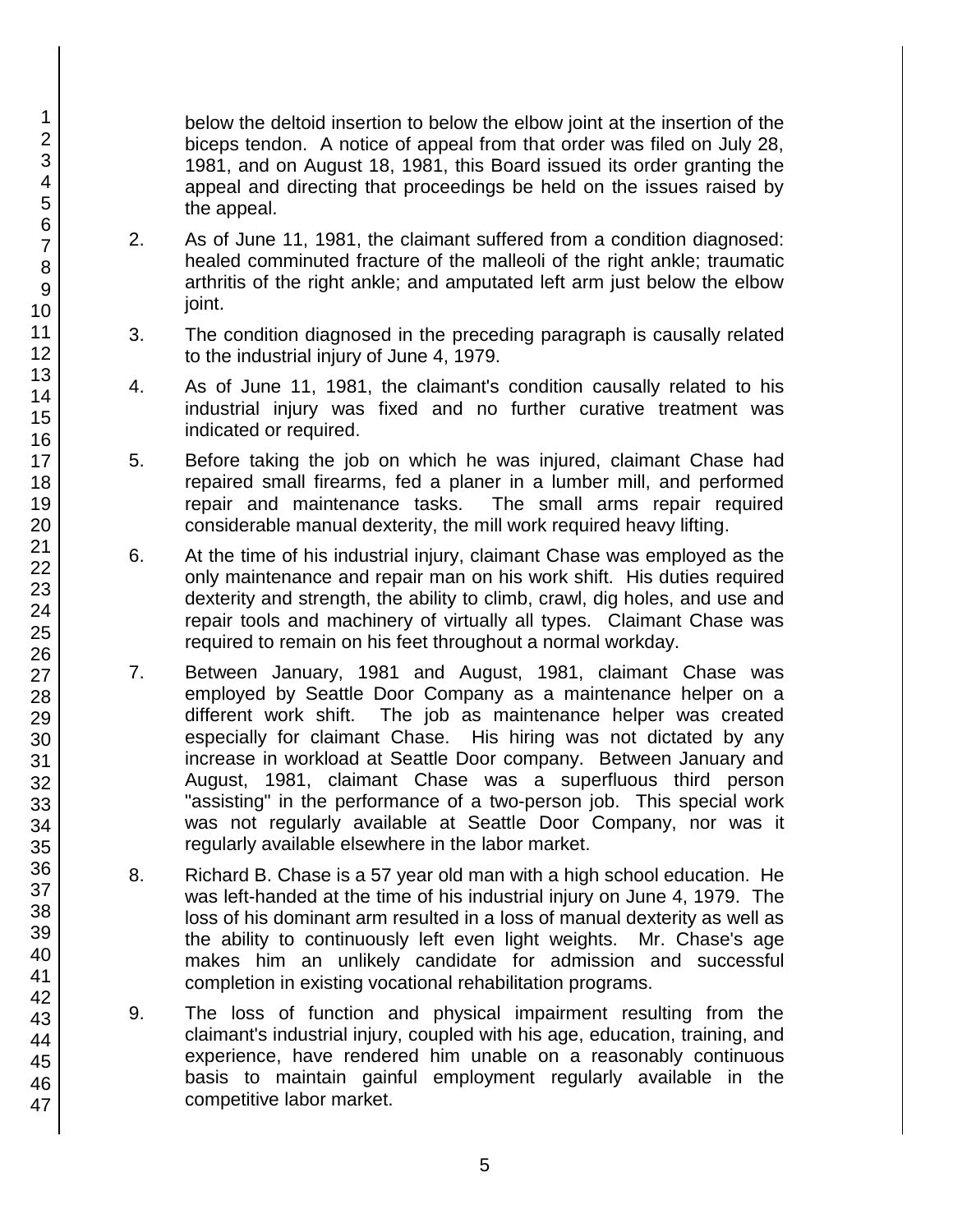below the deltoid insertion to below the elbow joint at the insertion of the biceps tendon. A notice of appeal from that order was filed on July 28, 1981, and on August 18, 1981, this Board issued its order granting the appeal and directing that proceedings be held on the issues raised by the appeal.

2. As of June 11, 1981, the claimant suffered from a condition diagnosed: healed comminuted fracture of the malleoli of the right ankle; traumatic arthritis of the right ankle; and amputated left arm just below the elbow joint.

3. The condition diagnosed in the preceding paragraph is causally related to the industrial injury of June 4, 1979.

4. As of June 11, 1981, the claimant's condition causally related to his industrial injury was fixed and no further curative treatment was indicated or required.

5. Before taking the job on which he was injured, claimant Chase had repaired small firearms, fed a planer in a lumber mill, and performed repair and maintenance tasks. The small arms repair required considerable manual dexterity, the mill work required heavy lifting.

6. At the time of his industrial injury, claimant Chase was employed as the only maintenance and repair man on his work shift. His duties required dexterity and strength, the ability to climb, crawl, dig holes, and use and repair tools and machinery of virtually all types. Claimant Chase was required to remain on his feet throughout a normal workday.

7. Between January, 1981 and August, 1981, claimant Chase was employed by Seattle Door Company as a maintenance helper on a different work shift. The job as maintenance helper was created especially for claimant Chase. His hiring was not dictated by any increase in workload at Seattle Door company. Between January and August, 1981, claimant Chase was a superfluous third person "assisting" in the performance of a two-person job. This special work was not regularly available at Seattle Door Company, nor was it regularly available elsewhere in the labor market.

8. Richard B. Chase is a 57 year old man with a high school education. He was left-handed at the time of his industrial injury on June 4, 1979. The loss of his dominant arm resulted in a loss of manual dexterity as well as the ability to continuously left even light weights. Mr. Chase's age makes him an unlikely candidate for admission and successful completion in existing vocational rehabilitation programs.

9. The loss of function and physical impairment resulting from the claimant's industrial injury, coupled with his age, education, training, and experience, have rendered him unable on a reasonably continuous basis to maintain gainful employment regularly available in the competitive labor market.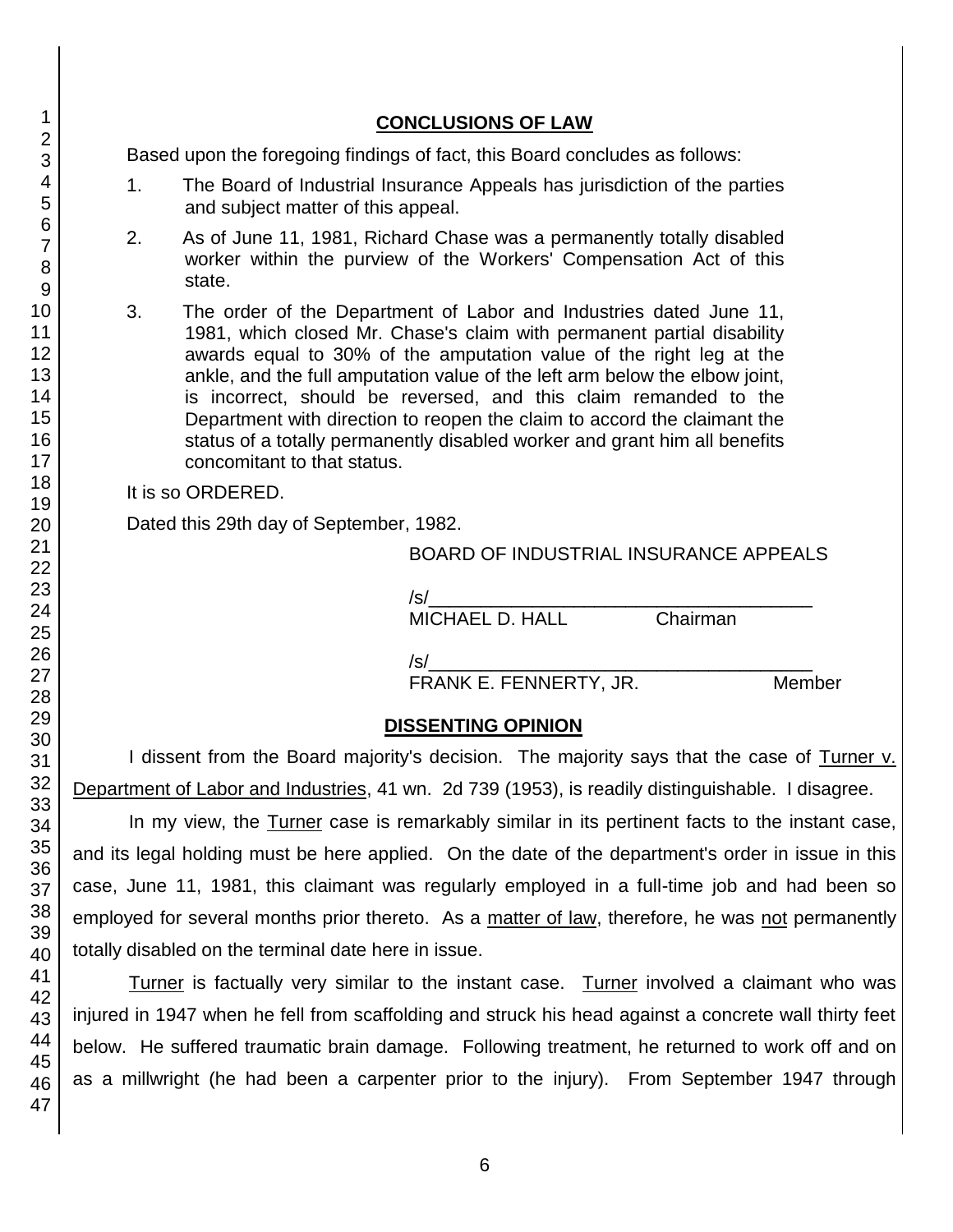## CONCLUSIONS OF LAW

Based upon the foregoing findings of fact, this Board concludes as follows:

1. The Board of Industrial Insurance Appeals has jurisdiction of the parties and subject matter of this appeal.

2. As of June 11, 1981, Richard Chase was a permanently totally disabled worker within the purview of the Workers' Compensation Act of this state.

3. The order of the Department of Labor and Industries dated June 11, 1981, which closed Mr. Chase's claim with permanent partial disability awards equal to 30% of the amputation value of the right leg at the ankle, and the full amputation value of the left arm below the elbow joint, is incorrect, should be reversed, and this claim remanded to the Department with direction to reopen the claim to accord the claimant the status of a totally permanently disabled worker and grant him all benefits concomitant to that status.

It is so ORDERED.

Dated this 29th day of September, 1982.

BOARD OF INDUSTRIAL INSURANCE APPEALS

/s/\_\_\_\_\_\_\_\_\_\_\_\_\_\_\_\_\_\_\_\_\_\_\_\_\_\_\_\_\_\_\_\_\_\_\_\_\_\_
MICHAEL D. HALL Chairman

/s/\_\_\_\_\_\_\_\_\_\_\_\_\_\_\_\_\_\_\_\_\_\_\_\_\_\_\_\_\_\_\_\_\_\_\_\_\_\_
FRANK E. FENNERTY, JR. Member

## DISSENTING OPINION

I dissent from the Board majority's decision. The majority says that the case of Turner v. Department of Labor and Industries, 41 wn. 2d 739 (1953), is readily distinguishable. I disagree.

In my view, the Turner case is remarkably similar in its pertinent facts to the instant case, and its legal holding must be here applied. On the date of the department's order in issue in this case, June 11, 1981, this claimant was regularly employed in a full-time job and had been so employed for several months prior thereto. As a matter of law, therefore, he was not permanently totally disabled on the terminal date here in issue.

Turner is factually very similar to the instant case. Turner involved a claimant who was injured in 1947 when he fell from scaffolding and struck his head against a concrete wall thirty feet below. He suffered traumatic brain damage. Following treatment, he returned to work off and on as a millwright (he had been a carpenter prior to the injury). From September 1947 through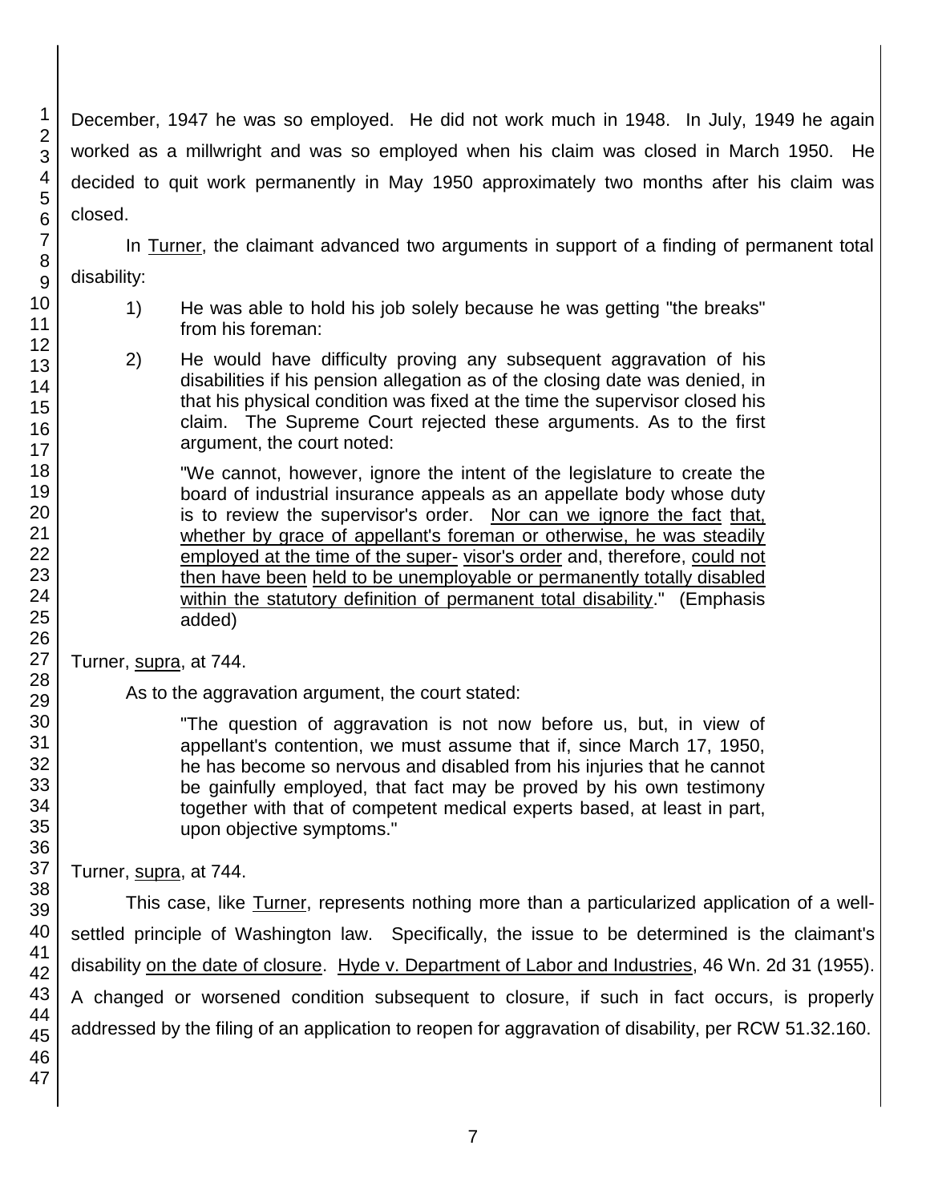December, 1947 he was so employed. He did not work much in 1948. In July, 1949 he again worked as a millwright and was so employed when his claim was closed in March 1950. He decided to quit work permanently in May 1950 approximately two months after his claim was closed.

In Turner, the claimant advanced two arguments in support of a finding of permanent total disability:

1) He was able to hold his job solely because he was getting "the breaks" from his foreman:

2) He would have difficulty proving any subsequent aggravation of his disabilities if his pension allegation as of the closing date was denied, in that his physical condition was fixed at the time the supervisor closed his claim. The Supreme Court rejected these arguments. As to the first argument, the court noted:

> "We cannot, however, ignore the intent of the legislature to create the board of industrial insurance appeals as an appellate body whose duty is to review the supervisor's order. Nor can we ignore the fact that, whether by grace of appellant's foreman or otherwise, he was steadily employed at the time of the supervisor's order and, therefore, could not then have been held to be unemployable or permanently totally disabled within the statutory definition of permanent total disability." (Emphasis added)

Turner, supra, at 744.

As to the aggravation argument, the court stated:

> "The question of aggravation is not now before us, but, in view of appellant's contention, we must assume that if, since March 17, 1950, he has become so nervous and disabled from his injuries that he cannot be gainfully employed, that fact may be proved by his own testimony together with that of competent medical experts based, at least in part, upon objective symptoms."

Turner, supra, at 744.

This case, like Turner, represents nothing more than a particularized application of a well-settled principle of Washington law. Specifically, the issue to be determined is the claimant's disability on the date of closure. Hyde v. Department of Labor and Industries, 46 Wn. 2d 31 (1955). A changed or worsened condition subsequent to closure, if such in fact occurs, is properly addressed by the filing of an application to reopen for aggravation of disability, per RCW 51.32.160.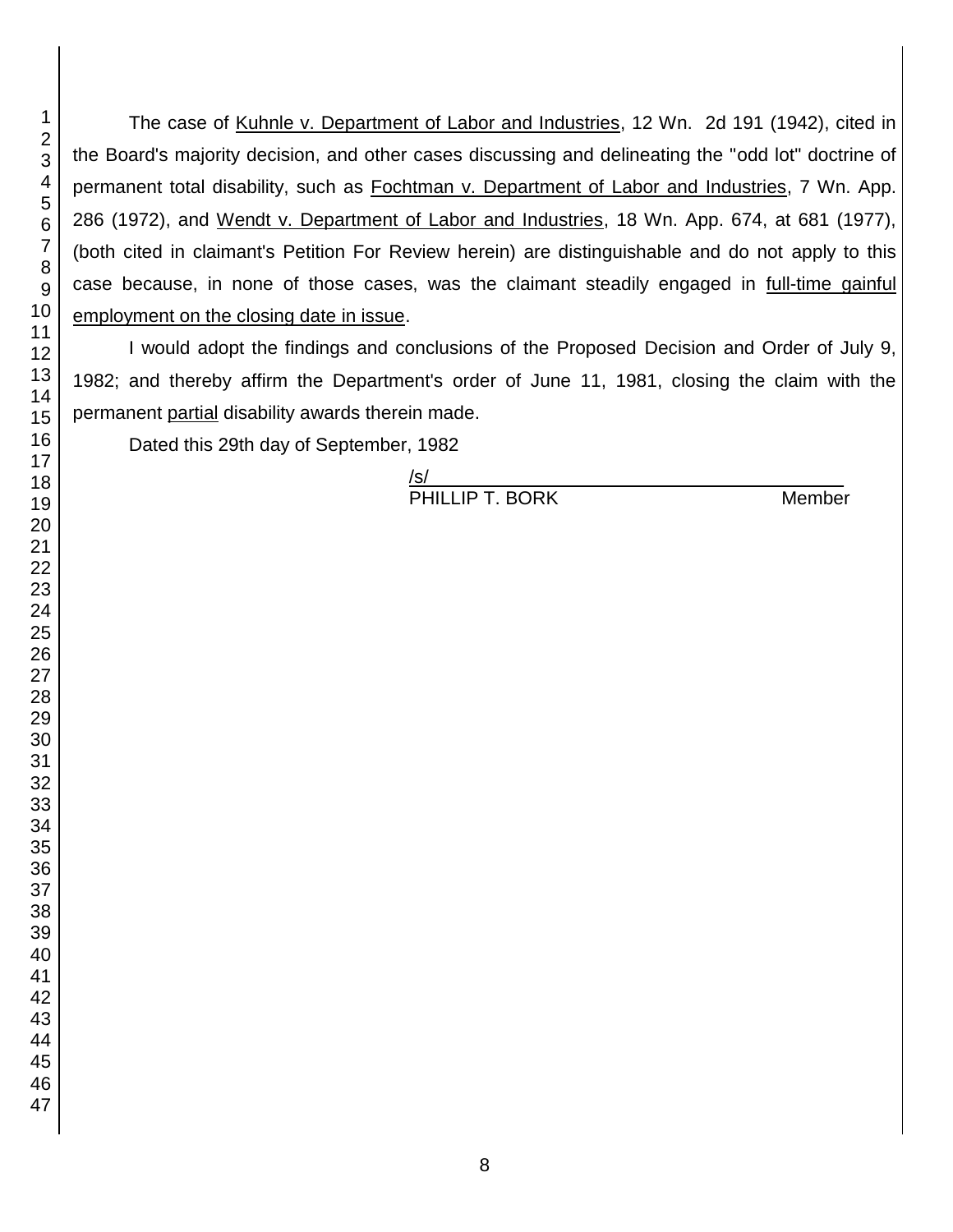The case of Kuhnle v. Department of Labor and Industries, 12 Wn. 2d 191 (1942), cited in the Board's majority decision, and other cases discussing and delineating the "odd lot" doctrine of permanent total disability, such as Fochtman v. Department of Labor and Industries, 7 Wn. App. 286 (1972), and Wendt v. Department of Labor and Industries, 18 Wn. App. 674, at 681 (1977), (both cited in claimant's Petition For Review herein) are distinguishable and do not apply to this case because, in none of those cases, was the claimant steadily engaged in full-time gainful employment on the closing date in issue.

I would adopt the findings and conclusions of the Proposed Decision and Order of July 9, 1982; and thereby affirm the Department's order of June 11, 1981, closing the claim with the permanent partial disability awards therein made.

Dated this 29th day of September, 1982

/s/
PHILLIP T. BORK Member